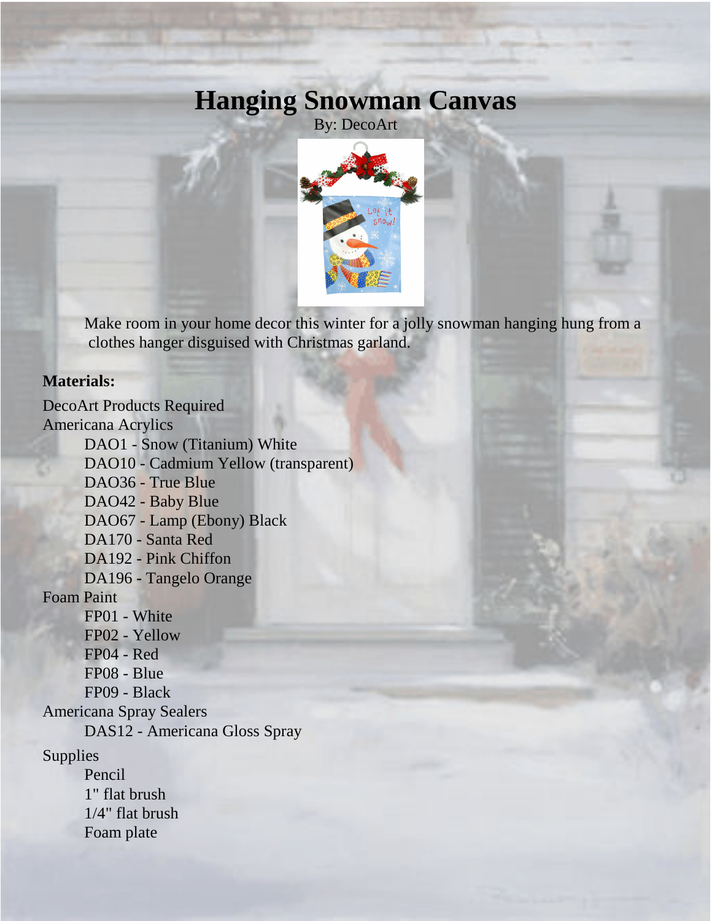# Hanging Snowman Canvas

By: DecoArt

Make room in your home decor this winter for a jolly snowman hanging hung from a clothes hanger disguised with Christmas garland.

**Materials:**

DecoArt Products Required

Americana Acrylics

- DAO1 - Snow (Titanium) White
- DAO10 - Cadmium Yellow (transparent)
- DAO36 - True Blue
- DAO42 - Baby Blue
- DAO67 - Lamp (Ebony) Black
- DA170 - Santa Red
- DA192 - Pink Chiffon
- DA196 - Tangelo Orange

Foam Paint

- FP01 - White
- FP02 - Yellow
- FP04 - Red
- FP08 - Blue
- FP09 - Black

Americana Spray Sealers

- DAS12 - Americana Gloss Spray

Supplies

- Pencil
- 1" flat brush
- 1/4" flat brush
- Foam plate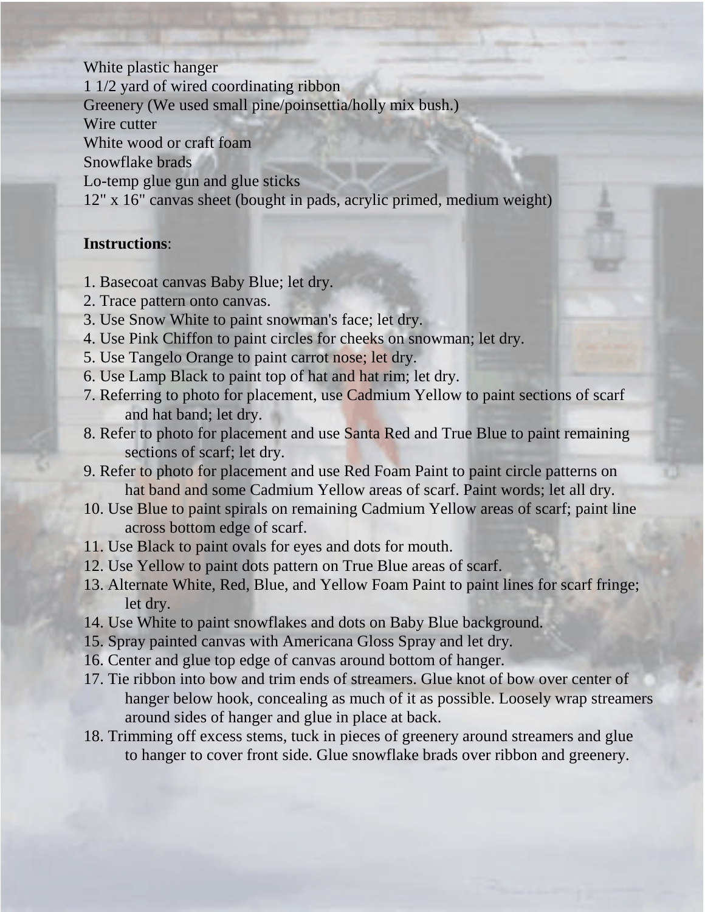White plastic hanger
1 1/2 yard of wired coordinating ribbon
Greenery (We used small pine/poinsettia/holly mix bush.)
Wire cutter
White wood or craft foam
Snowflake brads
Lo-temp glue gun and glue sticks
12" x 16" canvas sheet (bought in pads, acrylic primed, medium weight)

**Instructions**:

1. Basecoat canvas Baby Blue; let dry.
2. Trace pattern onto canvas.
3. Use Snow White to paint snowman's face; let dry.
4. Use Pink Chiffon to paint circles for cheeks on snowman; let dry.
5. Use Tangelo Orange to paint carrot nose; let dry.
6. Use Lamp Black to paint top of hat and hat rim; let dry.
7. Referring to photo for placement, use Cadmium Yellow to paint sections of scarf and hat band; let dry.
8. Refer to photo for placement and use Santa Red and True Blue to paint remaining sections of scarf; let dry.
9. Refer to photo for placement and use Red Foam Paint to paint circle patterns on hat band and some Cadmium Yellow areas of scarf. Paint words; let all dry.
10. Use Blue to paint spirals on remaining Cadmium Yellow areas of scarf; paint line across bottom edge of scarf.
11. Use Black to paint ovals for eyes and dots for mouth.
12. Use Yellow to paint dots pattern on True Blue areas of scarf.
13. Alternate White, Red, Blue, and Yellow Foam Paint to paint lines for scarf fringe; let dry.
14. Use White to paint snowflakes and dots on Baby Blue background.
15. Spray painted canvas with Americana Gloss Spray and let dry.
16. Center and glue top edge of canvas around bottom of hanger.
17. Tie ribbon into bow and trim ends of streamers. Glue knot of bow over center of hanger below hook, concealing as much of it as possible. Loosely wrap streamers around sides of hanger and glue in place at back.
18. Trimming off excess stems, tuck in pieces of greenery around streamers and glue to hanger to cover front side. Glue snowflake brads over ribbon and greenery.